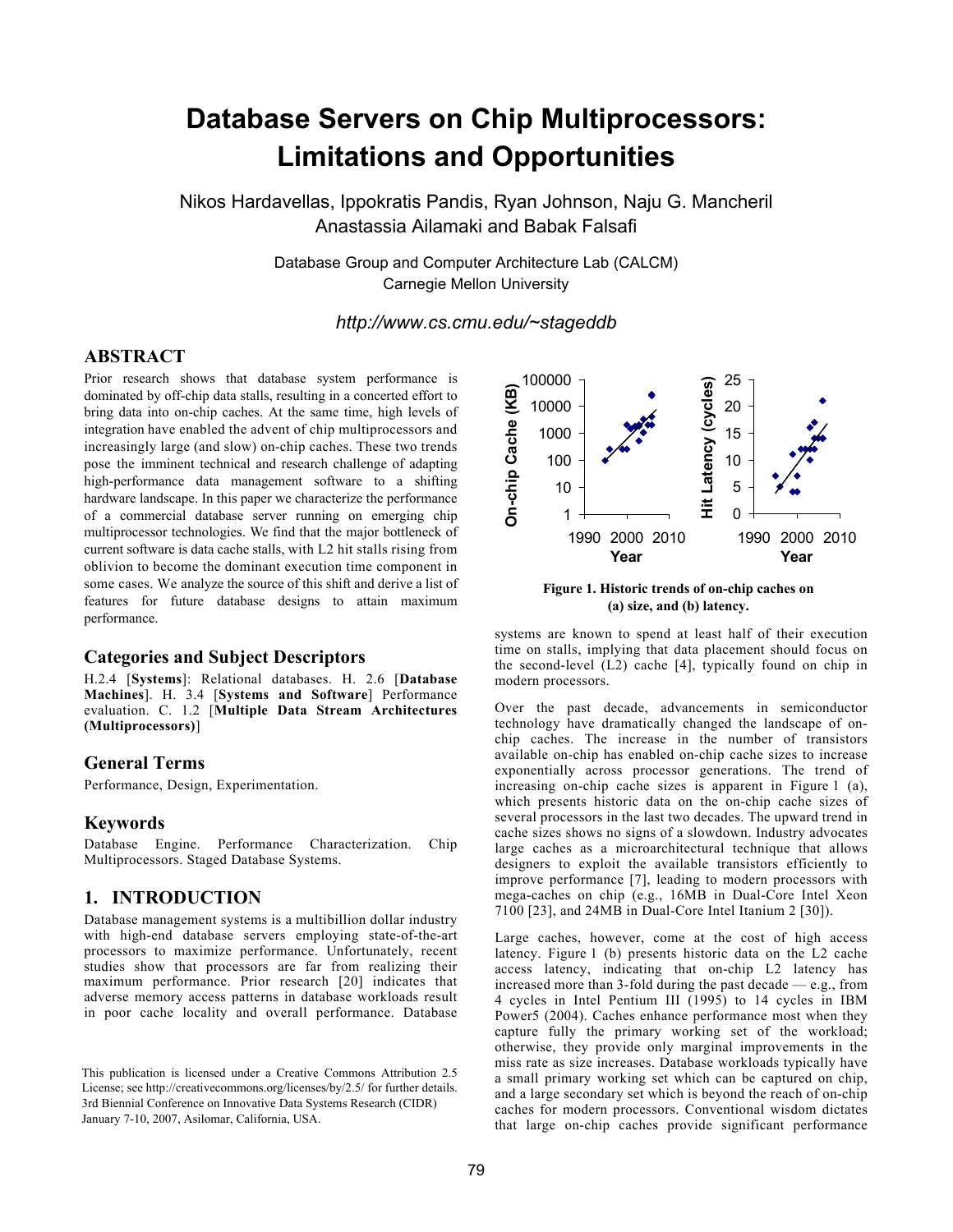# Database Servers on Chip Multiprocessors: Limitations and Opportunities

Nikos Hardavellas, Ippokratis Pandis, Ryan Johnson, Naju G. Mancheril
Anastassia Ailamaki and Babak Falsafi

Database Group and Computer Architecture Lab (CALCM)
Carnegie Mellon University

*http://www.cs.cmu.edu/~stageddb*

## ABSTRACT

Prior research shows that database system performance is dominated by off-chip data stalls, resulting in a concerted effort to bring data into on-chip caches. At the same time, high levels of integration have enabled the advent of chip multiprocessors and increasingly large (and slow) on-chip caches. These two trends pose the imminent technical and research challenge of adapting high-performance data management software to a shifting hardware landscape. In this paper we characterize the performance of a commercial database server running on emerging chip multiprocessor technologies. We find that the major bottleneck of current software is data cache stalls, with L2 hit stalls rising from oblivion to become the dominant execution time component in some cases. We analyze the source of this shift and derive a list of features for future database designs to attain maximum performance.

## Categories and Subject Descriptors

H.2.4 [**Systems**]: Relational databases. H. 2.6 [**Database Machines**]. H. 3.4 [**Systems and Software**] Performance evaluation. C. 1.2 [**Multiple Data Stream Architectures (Multiprocessors)**]

## General Terms

Performance, Design, Experimentation.

## Keywords

Database Engine. Performance Characterization. Chip Multiprocessors. Staged Database Systems.

## 1. INTRODUCTION

Database management systems is a multibillion dollar industry with high-end database servers employing state-of-the-art processors to maximize performance. Unfortunately, recent studies show that processors are far from realizing their maximum performance. Prior research [20] indicates that adverse memory access patterns in database workloads result in poor cache locality and overall performance. Database systems are known to spend at least half of their execution time on stalls, implying that data placement should focus on the second-level (L2) cache [4], typically found on chip in modern processors.

**Figure 1. Historic trends of on-chip caches on (a) size, and (b) latency.**

Over the past decade, advancements in semiconductor technology have dramatically changed the landscape of on-chip caches. The increase in the number of transistors available on-chip has enabled on-chip cache sizes to increase exponentially across processor generations. The trend of increasing on-chip cache sizes is apparent in Figure 1 (a), which presents historic data on the on-chip cache sizes of several processors in the last two decades. The upward trend in cache sizes shows no signs of a slowdown. Industry advocates large caches as a microarchitectural technique that allows designers to exploit the available transistors efficiently to improve performance [7], leading to modern processors with mega-caches on chip (e.g., 16MB in Dual-Core Intel Xeon 7100 [23], and 24MB in Dual-Core Intel Itanium 2 [30]).

Large caches, however, come at the cost of high access latency. Figure 1 (b) presents historic data on the L2 cache access latency, indicating that on-chip L2 latency has increased more than 3-fold during the past decade — e.g., from 4 cycles in Intel Pentium III (1995) to 14 cycles in IBM Power5 (2004). Caches enhance performance most when they capture fully the primary working set of the workload; otherwise, they provide only marginal improvements in the miss rate as size increases. Database workloads typically have a small primary working set which can be captured on chip, and a large secondary set which is beyond the reach of on-chip caches for modern processors. Conventional wisdom dictates that large on-chip caches provide significant performance

This publication is licensed under a Creative Commons Attribution 2.5 License; see http://creativecommons.org/licenses/by/2.5/ for further details.
3rd Biennial Conference on Innovative Data Systems Research (CIDR) January 7-10, 2007, Asilomar, California, USA.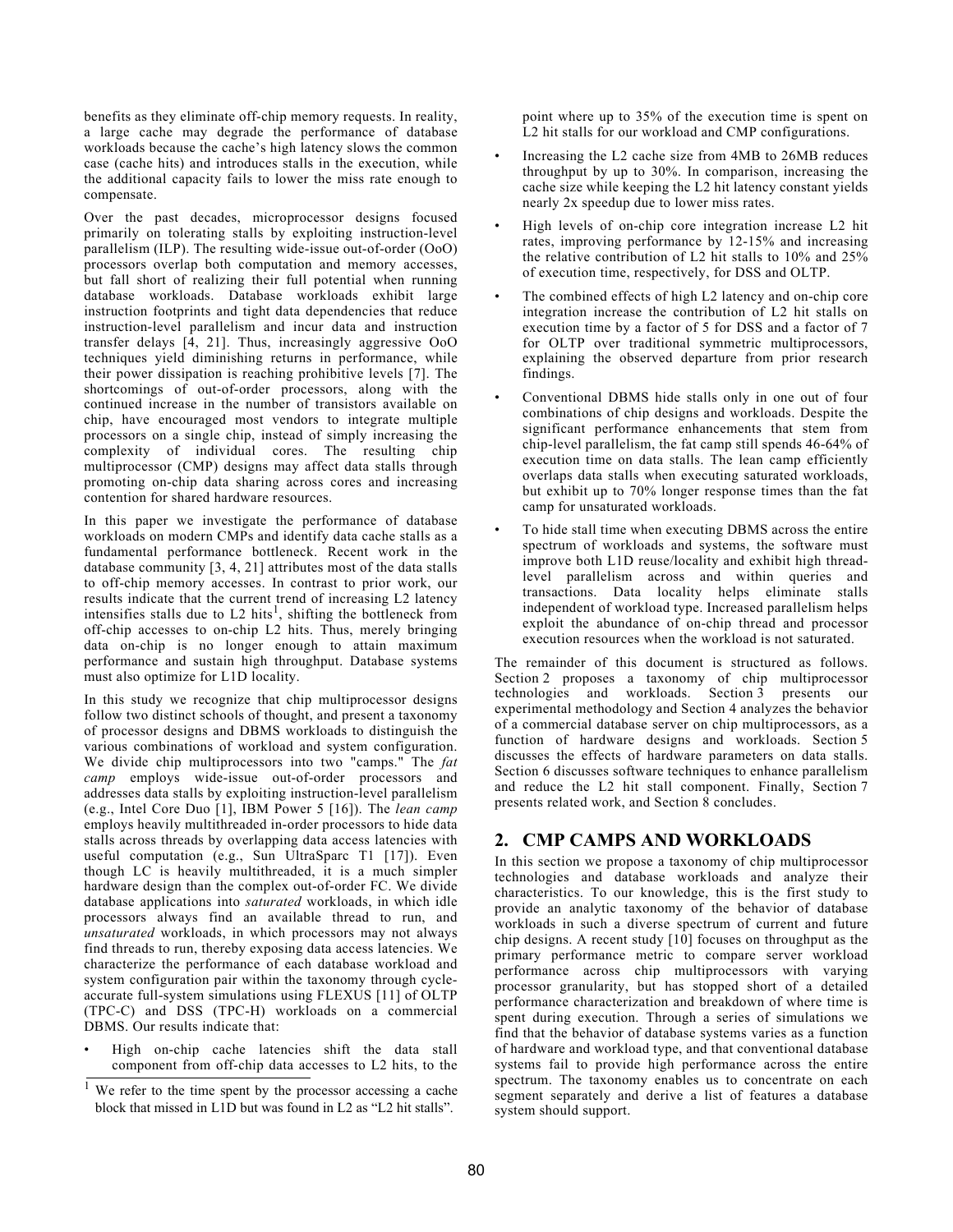benefits as they eliminate off-chip memory requests. In reality, a large cache may degrade the performance of database workloads because the cache's high latency slows the common case (cache hits) and introduces stalls in the execution, while the additional capacity fails to lower the miss rate enough to compensate.

Over the past decades, microprocessor designs focused primarily on tolerating stalls by exploiting instruction-level parallelism (ILP). The resulting wide-issue out-of-order (OoO) processors overlap both computation and memory accesses, but fall short of realizing their full potential when running database workloads. Database workloads exhibit large instruction footprints and tight data dependencies that reduce instruction-level parallelism and incur data and instruction transfer delays [4, 21]. Thus, increasingly aggressive OoO techniques yield diminishing returns in performance, while their power dissipation is reaching prohibitive levels [7]. The shortcomings of out-of-order processors, along with the continued increase in the number of transistors available on chip, have encouraged most vendors to integrate multiple processors on a single chip, instead of simply increasing the complexity of individual cores. The resulting chip multiprocessor (CMP) designs may affect data stalls through promoting on-chip data sharing across cores and increasing contention for shared hardware resources.

In this paper we investigate the performance of database workloads on modern CMPs and identify data cache stalls as a fundamental performance bottleneck. Recent work in the database community [3, 4, 21] attributes most of the data stalls to off-chip memory accesses. In contrast to prior work, our results indicate that the current trend of increasing L2 latency intensifies stalls due to L2 hits[1], shifting the bottleneck from off-chip accesses to on-chip L2 hits. Thus, merely bringing data on-chip is no longer enough to attain maximum performance and sustain high throughput. Database systems must also optimize for L1D locality.

In this study we recognize that chip multiprocessor designs follow two distinct schools of thought, and present a taxonomy of processor designs and DBMS workloads to distinguish the various combinations of workload and system configuration. We divide chip multiprocessors into two "camps." The *fat camp* employs wide-issue out-of-order processors and addresses data stalls by exploiting instruction-level parallelism (e.g., Intel Core Duo [1], IBM Power 5 [16]). The *lean camp* employs heavily multithreaded in-order processors to hide data stalls across threads by overlapping data access latencies with useful computation (e.g., Sun UltraSparc T1 [17]). Even though LC is heavily multithreaded, it is a much simpler hardware design than the complex out-of-order FC. We divide database applications into *saturated* workloads, in which idle processors always find an available thread to run, and *unsaturated* workloads, in which processors may not always find threads to run, thereby exposing data access latencies. We characterize the performance of each database workload and system configuration pair within the taxonomy through cycle-accurate full-system simulations using FLEXUS [11] of OLTP (TPC-C) and DSS (TPC-H) workloads on a commercial DBMS. Our results indicate that:

- High on-chip cache latencies shift the data stall component from off-chip data accesses to L2 hits, to the point where up to 35% of the execution time is spent on L2 hit stalls for our workload and CMP configurations.
- Increasing the L2 cache size from 4MB to 26MB reduces throughput by up to 30%. In comparison, increasing the cache size while keeping the L2 hit latency constant yields nearly 2x speedup due to lower miss rates.
- High levels of on-chip core integration increase L2 hit rates, improving performance by 12-15% and increasing the relative contribution of L2 hit stalls to 10% and 25% of execution time, respectively, for DSS and OLTP.
- The combined effects of high L2 latency and on-chip core integration increase the contribution of L2 hit stalls on execution time by a factor of 5 for DSS and a factor of 7 for OLTP over traditional symmetric multiprocessors, explaining the observed departure from prior research findings.
- Conventional DBMS hide stalls only in one out of four combinations of chip designs and workloads. Despite the significant performance enhancements that stem from chip-level parallelism, the fat camp still spends 46-64% of execution time on data stalls. The lean camp efficiently overlaps data stalls when executing saturated workloads, but exhibit up to 70% longer response times than the fat camp for unsaturated workloads.
- To hide stall time when executing DBMS across the entire spectrum of workloads and systems, the software must improve both L1D reuse/locality and exhibit high thread-level parallelism across and within queries and transactions. Data locality helps eliminate stalls independent of workload type. Increased parallelism helps exploit the abundance of on-chip thread and processor execution resources when the workload is not saturated.

The remainder of this document is structured as follows. Section 2 proposes a taxonomy of chip multiprocessor technologies and workloads. Section 3 presents our experimental methodology and Section 4 analyzes the behavior of a commercial database server on chip multiprocessors, as a function of hardware designs and workloads. Section 5 discusses the effects of hardware parameters on data stalls. Section 6 discusses software techniques to enhance parallelism and reduce the L2 hit stall component. Finally, Section 7 presents related work, and Section 8 concludes.

## 2. CMP CAMPS AND WORKLOADS

In this section we propose a taxonomy of chip multiprocessor technologies and database workloads and analyze their characteristics. To our knowledge, this is the first study to provide an analytic taxonomy of the behavior of database workloads in such a diverse spectrum of current and future chip designs. A recent study [10] focuses on throughput as the primary performance metric to compare server workload performance across chip multiprocessors with varying processor granularity, but has stopped short of a detailed performance characterization and breakdown of where time is spent during execution. Through a series of simulations we find that the behavior of database systems varies as a function of hardware and workload type, and that conventional database systems fail to provide high performance across the entire spectrum. The taxonomy enables us to concentrate on each segment separately and derive a list of features a database system should support.

[1] We refer to the time spent by the processor accessing a cache block that missed in L1D but was found in L2 as "L2 hit stalls".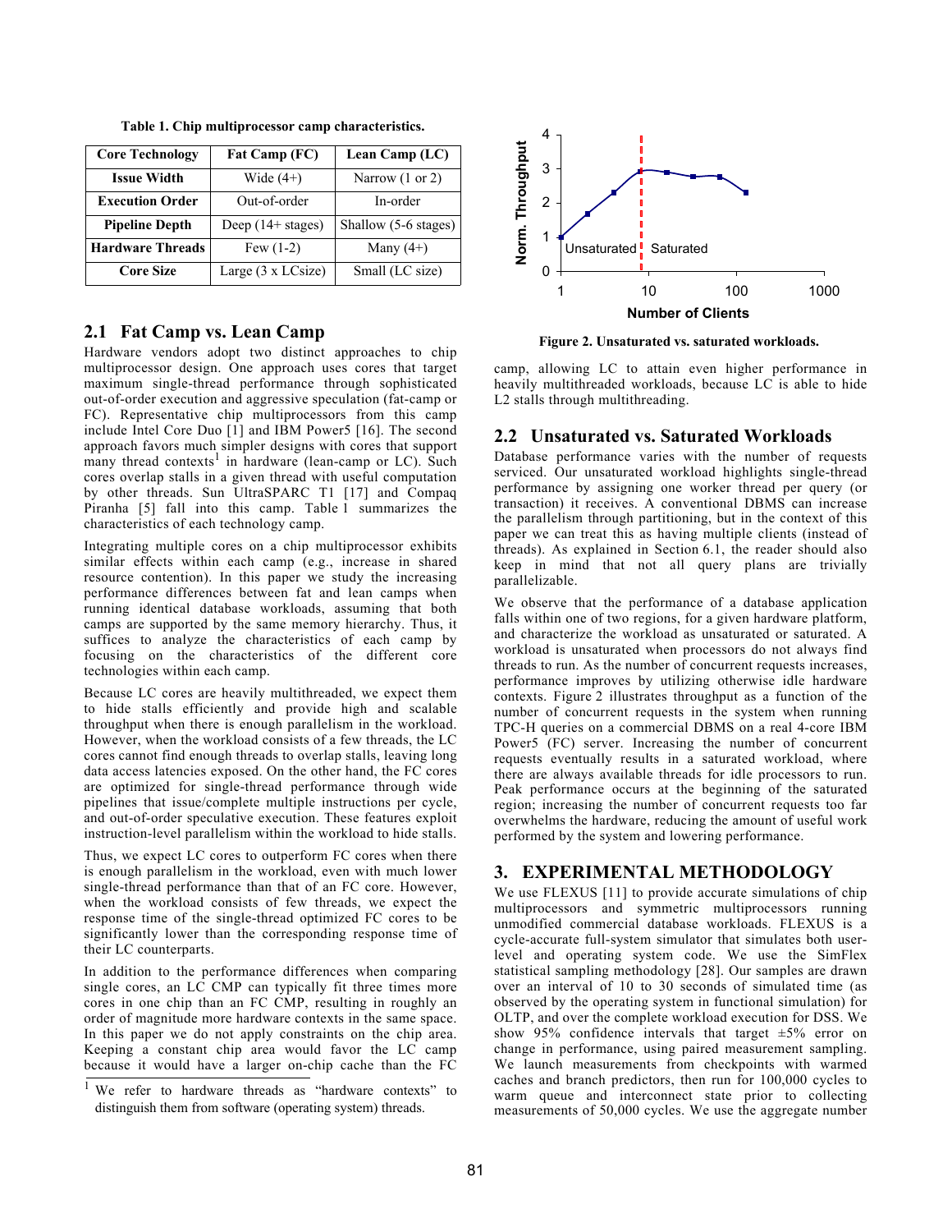Table 1. Chip multiprocessor camp characteristics.

| Core Technology | Fat Camp (FC) | Lean Camp (LC) |
|---|---|---|
| Issue Width | Wide (4+) | Narrow (1 or 2) |
| Execution Order | Out-of-order | In-order |
| Pipeline Depth | Deep (14+ stages) | Shallow (5-6 stages) |
| Hardware Threads | Few (1-2) | Many (4+) |
| Core Size | Large (3 x LCsize) | Small (LC size) |

## 2.1 Fat Camp vs. Lean Camp

Hardware vendors adopt two distinct approaches to chip multiprocessor design. One approach uses cores that target maximum single-thread performance through sophisticated out-of-order execution and aggressive speculation (fat-camp or FC). Representative chip multiprocessors from this camp include Intel Core Duo [1] and IBM Power5 [16]. The second approach favors much simpler designs with cores that support many thread contexts[1] in hardware (lean-camp or LC). Such cores overlap stalls in a given thread with useful computation by other threads. Sun UltraSPARC T1 [17] and Compaq Piranha [5] fall into this camp. Table 1 summarizes the characteristics of each technology camp.

Integrating multiple cores on a chip multiprocessor exhibits similar effects within each camp (e.g., increase in shared resource contention). In this paper we study the increasing performance differences between fat and lean camps when running identical database workloads, assuming that both camps are supported by the same memory hierarchy. Thus, it suffices to analyze the characteristics of each camp by focusing on the characteristics of the different core technologies within each camp.

Because LC cores are heavily multithreaded, we expect them to hide stalls efficiently and provide high and scalable throughput when there is enough parallelism in the workload. However, when the workload consists of a few threads, the LC cores cannot find enough threads to overlap stalls, leaving long data access latencies exposed. On the other hand, the FC cores are optimized for single-thread performance through wide pipelines that issue/complete multiple instructions per cycle, and out-of-order speculative execution. These features exploit instruction-level parallelism within the workload to hide stalls.

Thus, we expect LC cores to outperform FC cores when there is enough parallelism in the workload, even with much lower single-thread performance than that of an FC core. However, when the workload consists of few threads, we expect the response time of the single-thread optimized FC cores to be significantly lower than the corresponding response time of their LC counterparts.

In addition to the performance differences when comparing single cores, an LC CMP can typically fit three times more cores in one chip than an FC CMP, resulting in roughly an order of magnitude more hardware contexts in the same space. In this paper we do not apply constraints on the chip area. Keeping a constant chip area would favor the LC camp because it would have a larger on-chip cache than the FC camp, allowing LC to attain even higher performance in heavily multithreaded workloads, because LC is able to hide L2 stalls through multithreading.

[1] We refer to hardware threads as "hardware contexts" to distinguish them from software (operating system) threads.

Figure 2. Unsaturated vs. saturated workloads.

## 2.2 Unsaturated vs. Saturated Workloads

Database performance varies with the number of requests serviced. Our unsaturated workload highlights single-thread performance by assigning one worker thread per query (or transaction) it receives. A conventional DBMS can increase the parallelism through partitioning, but in the context of this paper we can treat this as having multiple clients (instead of threads). As explained in Section 6.1, the reader should also keep in mind that not all query plans are trivially parallelizable.

We observe that the performance of a database application falls within one of two regions, for a given hardware platform, and characterize the workload as unsaturated or saturated. A workload is unsaturated when processors do not always find threads to run. As the number of concurrent requests increases, performance improves by utilizing otherwise idle hardware contexts. Figure 2 illustrates throughput as a function of the number of concurrent requests in the system when running TPC-H queries on a commercial DBMS on a real 4-core IBM Power5 (FC) server. Increasing the number of concurrent requests eventually results in a saturated workload, where there are always available threads for idle processors to run. Peak performance occurs at the beginning of the saturated region; increasing the number of concurrent requests too far overwhelms the hardware, reducing the amount of useful work performed by the system and lowering performance.

# 3. EXPERIMENTAL METHODOLOGY

We use FLEXUS [11] to provide accurate simulations of chip multiprocessors and symmetric multiprocessors running unmodified commercial database workloads. FLEXUS is a cycle-accurate full-system simulator that simulates both user-level and operating system code. We use the SimFlex statistical sampling methodology [28]. Our samples are drawn over an interval of 10 to 30 seconds of simulated time (as observed by the operating system in functional simulation) for OLTP, and over the complete workload execution for DSS. We show 95% confidence intervals that target ±5% error on change in performance, using paired measurement sampling. We launch measurements from checkpoints with warmed caches and branch predictors, then run for 100,000 cycles to warm queue and interconnect state prior to collecting measurements of 50,000 cycles. We use the aggregate number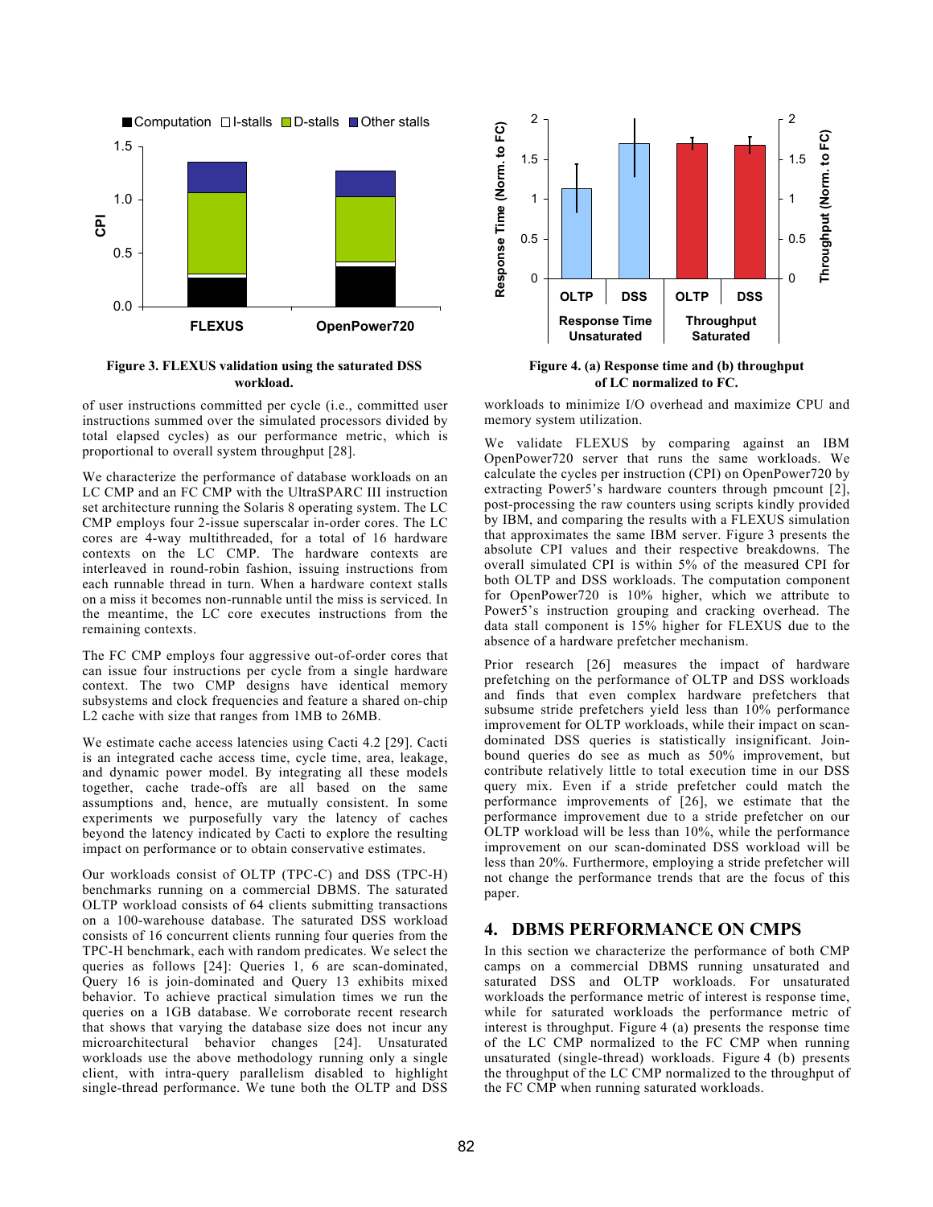Figure 3. FLEXUS validation using the saturated DSS workload.

Figure 4. (a) Response time and (b) throughput of LC normalized to FC.

of user instructions committed per cycle (i.e., committed user instructions summed over the simulated processors divided by total elapsed cycles) as our performance metric, which is proportional to overall system throughput [28].

We characterize the performance of database workloads on an LC CMP and an FC CMP with the UltraSPARC III instruction set architecture running the Solaris 8 operating system. The LC CMP employs four 2-issue superscalar in-order cores. The LC cores are 4-way multithreaded, for a total of 16 hardware contexts on the LC CMP. The hardware contexts are interleaved in round-robin fashion, issuing instructions from each runnable thread in turn. When a hardware context stalls on a miss it becomes non-runnable until the miss is serviced. In the meantime, the LC core executes instructions from the remaining contexts.

The FC CMP employs four aggressive out-of-order cores that can issue four instructions per cycle from a single hardware context. The two CMP designs have identical memory subsystems and clock frequencies and feature a shared on-chip L2 cache with size that ranges from 1MB to 26MB.

We estimate cache access latencies using Cacti 4.2 [29]. Cacti is an integrated cache access time, cycle time, area, leakage, and dynamic power model. By integrating all these models together, cache trade-offs are all based on the same assumptions and, hence, are mutually consistent. In some experiments we purposefully vary the latency of caches beyond the latency indicated by Cacti to explore the resulting impact on performance or to obtain conservative estimates.

Our workloads consist of OLTP (TPC-C) and DSS (TPC-H) benchmarks running on a commercial DBMS. The saturated OLTP workload consists of 64 clients submitting transactions on a 100-warehouse database. The saturated DSS workload consists of 16 concurrent clients running four queries from the TPC-H benchmark, each with random predicates. We select the queries as follows [24]: Queries 1, 6 are scan-dominated, Query 16 is join-dominated and Query 13 exhibits mixed behavior. To achieve practical simulation times we run the queries on a 1GB database. We corroborate recent research that shows that varying the database size does not incur any microarchitectural behavior changes [24]. Unsaturated workloads use the above methodology running only a single client, with intra-query parallelism disabled to highlight single-thread performance. We tune both the OLTP and DSS workloads to minimize I/O overhead and maximize CPU and memory system utilization.

We validate FLEXUS by comparing against an IBM OpenPower720 server that runs the same workloads. We calculate the cycles per instruction (CPI) on OpenPower720 by extracting Power5's hardware counters through pmcount [2], post-processing the raw counters using scripts kindly provided by IBM, and comparing the results with a FLEXUS simulation that approximates the same IBM server. Figure 3 presents the absolute CPI values and their respective breakdowns. The overall simulated CPI is within 5% of the measured CPI for both OLTP and DSS workloads. The computation component for OpenPower720 is 10% higher, which we attribute to Power5's instruction grouping and cracking overhead. The data stall component is 15% higher for FLEXUS due to the absence of a hardware prefetcher mechanism.

Prior research [26] measures the impact of hardware prefetching on the performance of OLTP and DSS workloads and finds that even complex hardware prefetchers that subsume stride prefetchers yield less than 10% performance improvement for OLTP workloads, while their impact on scan-dominated DSS queries is statistically insignificant. Join-bound queries do see as much as 50% improvement, but contribute relatively little to total execution time in our DSS query mix. Even if a stride prefetcher could match the performance improvements of [26], we estimate that the performance improvement due to a stride prefetcher on our OLTP workload will be less than 10%, while the performance improvement on our scan-dominated DSS workload will be less than 20%. Furthermore, employing a stride prefetcher will not change the performance trends that are the focus of this paper.

## 4. DBMS PERFORMANCE ON CMPS

In this section we characterize the performance of both CMP camps on a commercial DBMS running unsaturated and saturated DSS and OLTP workloads. For unsaturated workloads the performance metric of interest is response time, while for saturated workloads the performance metric of interest is throughput. Figure 4 (a) presents the response time of the LC CMP normalized to the FC CMP when running unsaturated (single-thread) workloads. Figure 4 (b) presents the throughput of the LC CMP normalized to the throughput of the FC CMP when running saturated workloads.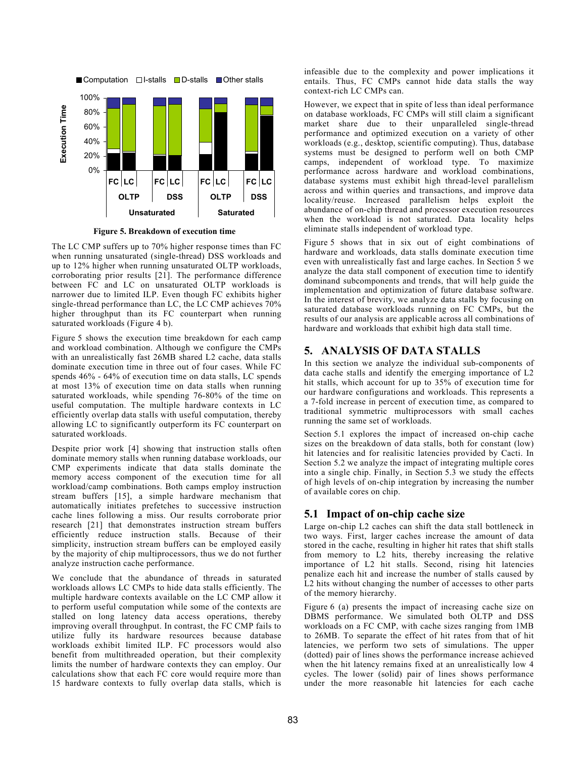Figure 5. Breakdown of execution time

The LC CMP suffers up to 70% higher response times than FC when running unsaturated (single-thread) DSS workloads and up to 12% higher when running unsaturated OLTP workloads, corroborating prior results [21]. The performance difference between FC and LC on unsaturated OLTP workloads is narrower due to limited ILP. Even though FC exhibits higher single-thread performance than LC, the LC CMP achieves 70% higher throughput than its FC counterpart when running saturated workloads (Figure 4 b).

Figure 5 shows the execution time breakdown for each camp and workload combination. Although we configure the CMPs with an unrealistically fast 26MB shared L2 cache, data stalls dominate execution time in three out of four cases. While FC spends 46% - 64% of execution time on data stalls, LC spends at most 13% of execution time on data stalls when running saturated workloads, while spending 76-80% of the time on useful computation. The multiple hardware contexts in LC efficiently overlap data stalls with useful computation, thereby allowing LC to significantly outperform its FC counterpart on saturated workloads.

Despite prior work [4] showing that instruction stalls often dominate memory stalls when running database workloads, our CMP experiments indicate that data stalls dominate the memory access component of the execution time for all workload/camp combinations. Both camps employ instruction stream buffers [15], a simple hardware mechanism that automatically initiates prefetches to successive instruction cache lines following a miss. Our results corroborate prior research [21] that demonstrates instruction stream buffers efficiently reduce instruction stalls. Because of their simplicity, instruction stream buffers can be employed easily by the majority of chip multiprocessors, thus we do not further analyze instruction cache performance.

We conclude that the abundance of threads in saturated workloads allows LC CMPs to hide data stalls efficiently. The multiple hardware contexts available on the LC CMP allow it to perform useful computation while some of the contexts are stalled on long latency data access operations, thereby improving overall throughput. In contrast, the FC CMP fails to utilize fully its hardware resources because database workloads exhibit limited ILP. FC processors would also benefit from multithreaded operation, but their complexity limits the number of hardware contexts they can employ. Our calculations show that each FC core would require more than 15 hardware contexts to fully overlap data stalls, which is infeasible due to the complexity and power implications it entails. Thus, FC CMPs cannot hide data stalls the way context-rich LC CMPs can.

However, we expect that in spite of less than ideal performance on database workloads, FC CMPs will still claim a significant market share due to their unparalleled single-thread performance and optimized execution on a variety of other workloads (e.g., desktop, scientific computing). Thus, database systems must be designed to perform well on both CMP camps, independent of workload type. To maximize performance across hardware and workload combinations, database systems must exhibit high thread-level parallelism across and within queries and transactions, and improve data locality/reuse. Increased parallelism helps exploit the abundance of on-chip thread and processor execution resources when the workload is not saturated. Data locality helps eliminate stalls independent of workload type.

Figure 5 shows that in six out of eight combinations of hardware and workloads, data stalls dominate execution time even with unrealistically fast and large caches. In Section 5 we analyze the data stall component of execution time to identify dominand subcomponents and trends, that will help guide the implementation and optimization of future database software. In the interest of brevity, we analyze data stalls by focusing on saturated database workloads running on FC CMPs, but the results of our analysis are applicable across all combinations of hardware and workloads that exhibit high data stall time.

## 5. ANALYSIS OF DATA STALLS

In this section we analyze the individual sub-components of data cache stalls and identify the emerging importance of L2 hit stalls, which account for up to 35% of execution time for our hardware configurations and workloads. This represents a a 7-fold increase in percent of execution time, as compared to traditional symmetric multiprocessors with small caches running the same set of workloads.

Section 5.1 explores the impact of increased on-chip cache sizes on the breakdown of data stalls, both for constant (low) hit latencies and for realisitic latencies provided by Cacti. In Section 5.2 we analyze the impact of integrating multiple cores into a single chip. Finally, in Section 5.3 we study the effects of high levels of on-chip integration by increasing the number of available cores on chip.

### 5.1 Impact of on-chip cache size

Large on-chip L2 caches can shift the data stall bottleneck in two ways. First, larger caches increase the amount of data stored in the cache, resulting in higher hit rates that shift stalls from memory to L2 hits, thereby increasing the relative importance of L2 hit stalls. Second, rising hit latencies penalize each hit and increase the number of stalls caused by L2 hits without changing the number of accesses to other parts of the memory hierarchy.

Figure 6 (a) presents the impact of increasing cache size on DBMS performance. We simulated both OLTP and DSS workloads on a FC CMP, with cache sizes ranging from 1MB to 26MB. To separate the effect of hit rates from that of hit latencies, we perform two sets of simulations. The upper (dotted) pair of lines shows the performance increase achieved when the hit latency remains fixed at an unrealistically low 4 cycles. The lower (solid) pair of lines shows performance under the more reasonable hit latencies for each cache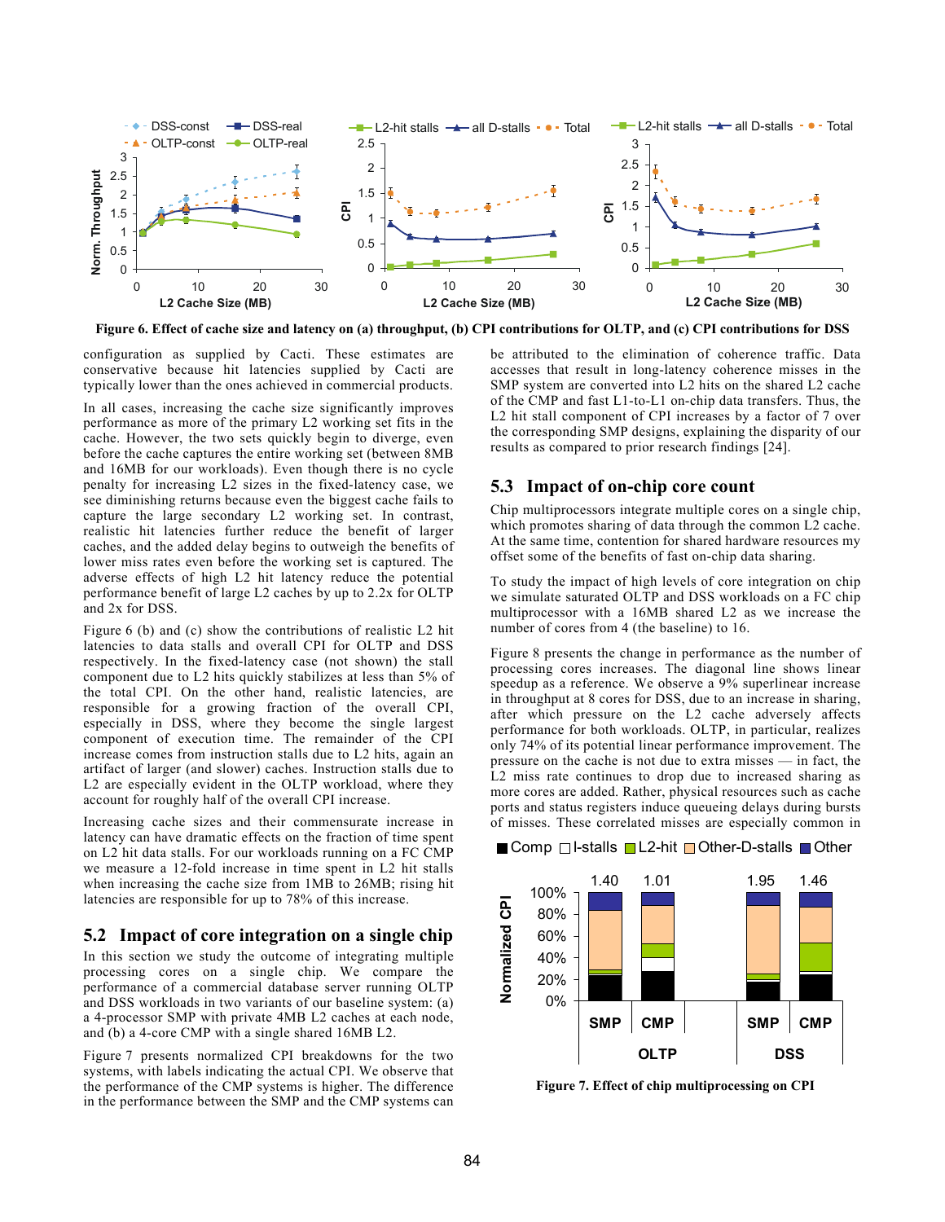Figure 6. Effect of cache size and latency on (a) throughput, (b) CPI contributions for OLTP, and (c) CPI contributions for DSS

configuration as supplied by Cacti. These estimates are conservative because hit latencies supplied by Cacti are typically lower than the ones achieved in commercial products.

In all cases, increasing the cache size significantly improves performance as more of the primary L2 working set fits in the cache. However, the two sets quickly begin to diverge, even before the cache captures the entire working set (between 8MB and 16MB for our workloads). Even though there is no cycle penalty for increasing L2 sizes in the fixed-latency case, we see diminishing returns because even the biggest cache fails to capture the large secondary L2 working set. In contrast, realistic hit latencies further reduce the benefit of larger caches, and the added delay begins to outweigh the benefits of lower miss rates even before the working set is captured. The adverse effects of high L2 hit latency reduce the potential performance benefit of large L2 caches by up to 2.2x for OLTP and 2x for DSS.

Figure 6 (b) and (c) show the contributions of realistic L2 hit latencies to data stalls and overall CPI for OLTP and DSS respectively. In the fixed-latency case (not shown) the stall component due to L2 hits quickly stabilizes at less than 5% of the total CPI. On the other hand, realistic latencies, are responsible for a growing fraction of the overall CPI, especially in DSS, where they become the single largest component of execution time. The remainder of the CPI increase comes from instruction stalls due to L2 hits, again an artifact of larger (and slower) caches. Instruction stalls due to L2 are especially evident in the OLTP workload, where they account for roughly half of the overall CPI increase.

Increasing cache sizes and their commensurate increase in latency can have dramatic effects on the fraction of time spent on L2 hit data stalls. For our workloads running on a FC CMP we measure a 12-fold increase in time spent in L2 hit stalls when increasing the cache size from 1MB to 26MB; rising hit latencies are responsible for up to 78% of this increase.

## 5.2 Impact of core integration on a single chip

In this section we study the outcome of integrating multiple processing cores on a single chip. We compare the performance of a commercial database server running OLTP and DSS workloads in two variants of our baseline system: (a) a 4-processor SMP with private 4MB L2 caches at each node, and (b) a 4-core CMP with a single shared 16MB L2.

Figure 7 presents normalized CPI breakdowns for the two systems, with labels indicating the actual CPI. We observe that the performance of the CMP systems is higher. The difference in the performance between the SMP and the CMP systems can be attributed to the elimination of coherence traffic. Data accesses that result in long-latency coherence misses in the SMP system are converted into L2 hits on the shared L2 cache of the CMP and fast L1-to-L1 on-chip data transfers. Thus, the L2 hit stall component of CPI increases by a factor of 7 over the corresponding SMP designs, explaining the disparity of our results as compared to prior research findings [24].

## 5.3 Impact of on-chip core count

Chip multiprocessors integrate multiple cores on a single chip, which promotes sharing of data through the common L2 cache. At the same time, contention for shared hardware resources my offset some of the benefits of fast on-chip data sharing.

To study the impact of high levels of core integration on chip we simulate saturated OLTP and DSS workloads on a FC chip multiprocessor with a 16MB shared L2 as we increase the number of cores from 4 (the baseline) to 16.

Figure 8 presents the change in performance as the number of processing cores increases. The diagonal line shows linear speedup as a reference. We observe a 9% superlinear increase in throughput at 8 cores for DSS, due to an increase in sharing, after which pressure on the L2 cache adversely affects performance for both workloads. OLTP, in particular, realizes only 74% of its potential linear performance improvement. The pressure on the cache is not due to extra misses — in fact, the L2 miss rate continues to drop due to increased sharing as more cores are added. Rather, physical resources such as cache ports and status registers induce queueing delays during bursts of misses. These correlated misses are especially common in

Figure 7. Effect of chip multiprocessing on CPI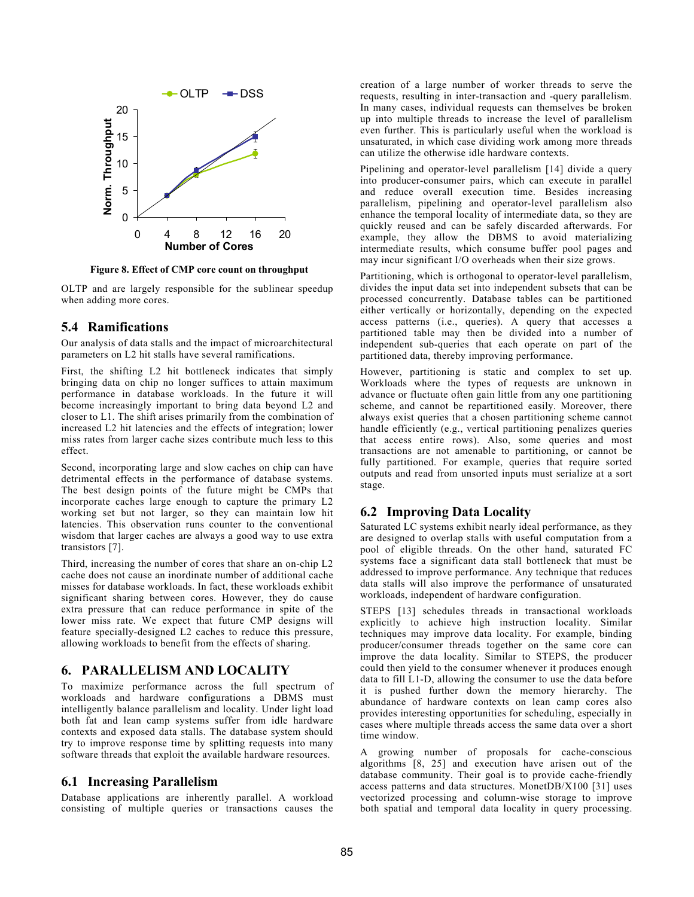Figure 8. Effect of CMP core count on throughput

OLTP and are largely responsible for the sublinear speedup when adding more cores.

## 5.4 Ramifications

Our analysis of data stalls and the impact of microarchitectural parameters on L2 hit stalls have several ramifications.

First, the shifting L2 hit bottleneck indicates that simply bringing data on chip no longer suffices to attain maximum performance in database workloads. In the future it will become increasingly important to bring data beyond L2 and closer to L1. The shift arises primarily from the combination of increased L2 hit latencies and the effects of integration; lower miss rates from larger cache sizes contribute much less to this effect.

Second, incorporating large and slow caches on chip can have detrimental effects in the performance of database systems. The best design points of the future might be CMPs that incorporate caches large enough to capture the primary L2 working set but not larger, so they can maintain low hit latencies. This observation runs counter to the conventional wisdom that larger caches are always a good way to use extra transistors [7].

Third, increasing the number of cores that share an on-chip L2 cache does not cause an inordinate number of additional cache misses for database workloads. In fact, these workloads exhibit significant sharing between cores. However, they do cause extra pressure that can reduce performance in spite of the lower miss rate. We expect that future CMP designs will feature specially-designed L2 caches to reduce this pressure, allowing workloads to benefit from the effects of sharing.

# 6. PARALLELISM AND LOCALITY

To maximize performance across the full spectrum of workloads and hardware configurations a DBMS must intelligently balance parallelism and locality. Under light load both fat and lean camp systems suffer from idle hardware contexts and exposed data stalls. The database system should try to improve response time by splitting requests into many software threads that exploit the available hardware resources.

## 6.1 Increasing Parallelism

Database applications are inherently parallel. A workload consisting of multiple queries or transactions causes the creation of a large number of worker threads to serve the requests, resulting in inter-transaction and -query parallelism. In many cases, individual requests can themselves be broken up into multiple threads to increase the level of parallelism even further. This is particularly useful when the workload is unsaturated, in which case dividing work among more threads can utilize the otherwise idle hardware contexts.

Pipelining and operator-level parallelism [14] divide a query into producer-consumer pairs, which can execute in parallel and reduce overall execution time. Besides increasing parallelism, pipelining and operator-level parallelism also enhance the temporal locality of intermediate data, so they are quickly reused and can be safely discarded afterwards. For example, they allow the DBMS to avoid materializing intermediate results, which consume buffer pool pages and may incur significant I/O overheads when their size grows.

Partitioning, which is orthogonal to operator-level parallelism, divides the input data set into independent subsets that can be processed concurrently. Database tables can be partitioned either vertically or horizontally, depending on the expected access patterns (i.e., queries). A query that accesses a partitioned table may then be divided into a number of independent sub-queries that each operate on part of the partitioned data, thereby improving performance.

However, partitioning is static and complex to set up. Workloads where the types of requests are unknown in advance or fluctuate often gain little from any one partitioning scheme, and cannot be repartitioned easily. Moreover, there always exist queries that a chosen partitioning scheme cannot handle efficiently (e.g., vertical partitioning penalizes queries that access entire rows). Also, some queries and most transactions are not amenable to partitioning, or cannot be fully partitioned. For example, queries that require sorted outputs and read from unsorted inputs must serialize at a sort stage.

## 6.2 Improving Data Locality

Saturated LC systems exhibit nearly ideal performance, as they are designed to overlap stalls with useful computation from a pool of eligible threads. On the other hand, saturated FC systems face a significant data stall bottleneck that must be addressed to improve performance. Any technique that reduces data stalls will also improve the performance of unsaturated workloads, independent of hardware configuration.

STEPS [13] schedules threads in transactional workloads explicitly to achieve high instruction locality. Similar techniques may improve data locality. For example, binding producer/consumer threads together on the same core can improve the data locality. Similar to STEPS, the producer could then yield to the consumer whenever it produces enough data to fill L1-D, allowing the consumer to use the data before it is pushed further down the memory hierarchy. The abundance of hardware contexts on lean camp cores also provides interesting opportunities for scheduling, especially in cases where multiple threads access the same data over a short time window.

A growing number of proposals for cache-conscious algorithms [8, 25] and execution have arisen out of the database community. Their goal is to provide cache-friendly access patterns and data structures. MonetDB/X100 [31] uses vectorized processing and column-wise storage to improve both spatial and temporal data locality in query processing.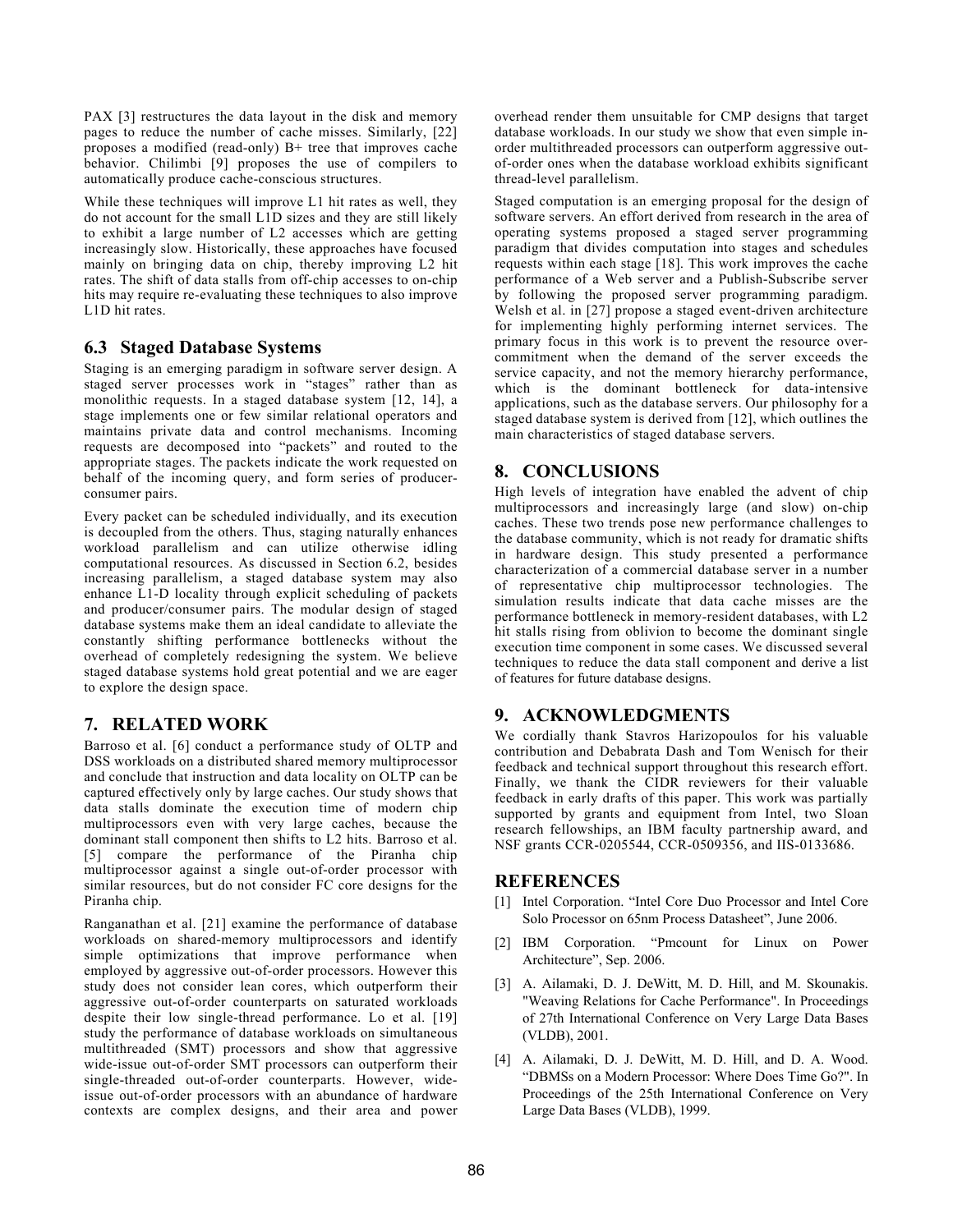PAX [3] restructures the data layout in the disk and memory pages to reduce the number of cache misses. Similarly, [22] proposes a modified (read-only) B+ tree that improves cache behavior. Chilimbi [9] proposes the use of compilers to automatically produce cache-conscious structures.

While these techniques will improve L1 hit rates as well, they do not account for the small L1D sizes and they are still likely to exhibit a large number of L2 accesses which are getting increasingly slow. Historically, these approaches have focused mainly on bringing data on chip, thereby improving L2 hit rates. The shift of data stalls from off-chip accesses to on-chip hits may require re-evaluating these techniques to also improve L1D hit rates.

### 6.3 Staged Database Systems

Staging is an emerging paradigm in software server design. A staged server processes work in "stages" rather than as monolithic requests. In a staged database system [12, 14], a stage implements one or few similar relational operators and maintains private data and control mechanisms. Incoming requests are decomposed into "packets" and routed to the appropriate stages. The packets indicate the work requested on behalf of the incoming query, and form series of producer-consumer pairs.

Every packet can be scheduled individually, and its execution is decoupled from the others. Thus, staging naturally enhances workload parallelism and can utilize otherwise idling computational resources. As discussed in Section 6.2, besides increasing parallelism, a staged database system may also enhance L1-D locality through explicit scheduling of packets and producer/consumer pairs. The modular design of staged database systems make them an ideal candidate to alleviate the constantly shifting performance bottlenecks without the overhead of completely redesigning the system. We believe staged database systems hold great potential and we are eager to explore the design space.

## 7. RELATED WORK

Barroso et al. [6] conduct a performance study of OLTP and DSS workloads on a distributed shared memory multiprocessor and conclude that instruction and data locality on OLTP can be captured effectively only by large caches. Our study shows that data stalls dominate the execution time of modern chip multiprocessors even with very large caches, because the dominant stall component then shifts to L2 hits. Barroso et al. [5] compare the performance of the Piranha chip multiprocessor against a single out-of-order processor with similar resources, but do not consider FC core designs for the Piranha chip.

Ranganathan et al. [21] examine the performance of database workloads on shared-memory multiprocessors and identify simple optimizations that improve performance when employed by aggressive out-of-order processors. However this study does not consider lean cores, which outperform their aggressive out-of-order counterparts on saturated workloads despite their low single-thread performance. Lo et al. [19] study the performance of database workloads on simultaneous multithreaded (SMT) processors and show that aggressive wide-issue out-of-order SMT processors can outperform their single-threaded out-of-order counterparts. However, wide-issue out-of-order processors with an abundance of hardware contexts are complex designs, and their area and power overhead render them unsuitable for CMP designs that target database workloads. In our study we show that even simple in-order multithreaded processors can outperform aggressive out-of-order ones when the database workload exhibits significant thread-level parallelism.

Staged computation is an emerging proposal for the design of software servers. An effort derived from research in the area of operating systems proposed a staged server programming paradigm that divides computation into stages and schedules requests within each stage [18]. This work improves the cache performance of a Web server and a Publish-Subscribe server by following the proposed server programming paradigm. Welsh et al. in [27] propose a staged event-driven architecture for implementing highly performing internet services. The primary focus in this work is to prevent the resource over-commitment when the demand of the server exceeds the service capacity, and not the memory hierarchy performance, which is the dominant bottleneck for data-intensive applications, such as the database servers. Our philosophy for a staged database system is derived from [12], which outlines the main characteristics of staged database servers.

## 8. CONCLUSIONS

High levels of integration have enabled the advent of chip multiprocessors and increasingly large (and slow) on-chip caches. These two trends pose new performance challenges to the database community, which is not ready for dramatic shifts in hardware design. This study presented a performance characterization of a commercial database server in a number of representative chip multiprocessor technologies. The simulation results indicate that data cache misses are the performance bottleneck in memory-resident databases, with L2 hit stalls rising from oblivion to become the dominant single execution time component in some cases. We discussed several techniques to reduce the data stall component and derive a list of features for future database designs.

## 9. ACKNOWLEDGMENTS

We cordially thank Stavros Harizopoulos for his valuable contribution and Debabrata Dash and Tom Wenisch for their feedback and technical support throughout this research effort. Finally, we thank the CIDR reviewers for their valuable feedback in early drafts of this paper. This work was partially supported by grants and equipment from Intel, two Sloan research fellowships, an IBM faculty partnership award, and NSF grants CCR-0205544, CCR-0509356, and IIS-0133686.

## REFERENCES

[1] Intel Corporation. "Intel Core Duo Processor and Intel Core Solo Processor on 65nm Process Datasheet", June 2006.

[2] IBM Corporation. "Pmcount for Linux on Power Architecture", Sep. 2006.

[3] A. Ailamaki, D. J. DeWitt, M. D. Hill, and M. Skounakis. "Weaving Relations for Cache Performance". In Proceedings of 27th International Conference on Very Large Data Bases (VLDB), 2001.

[4] A. Ailamaki, D. J. DeWitt, M. D. Hill, and D. A. Wood. "DBMSs on a Modern Processor: Where Does Time Go?". In Proceedings of the 25th International Conference on Very Large Data Bases (VLDB), 1999.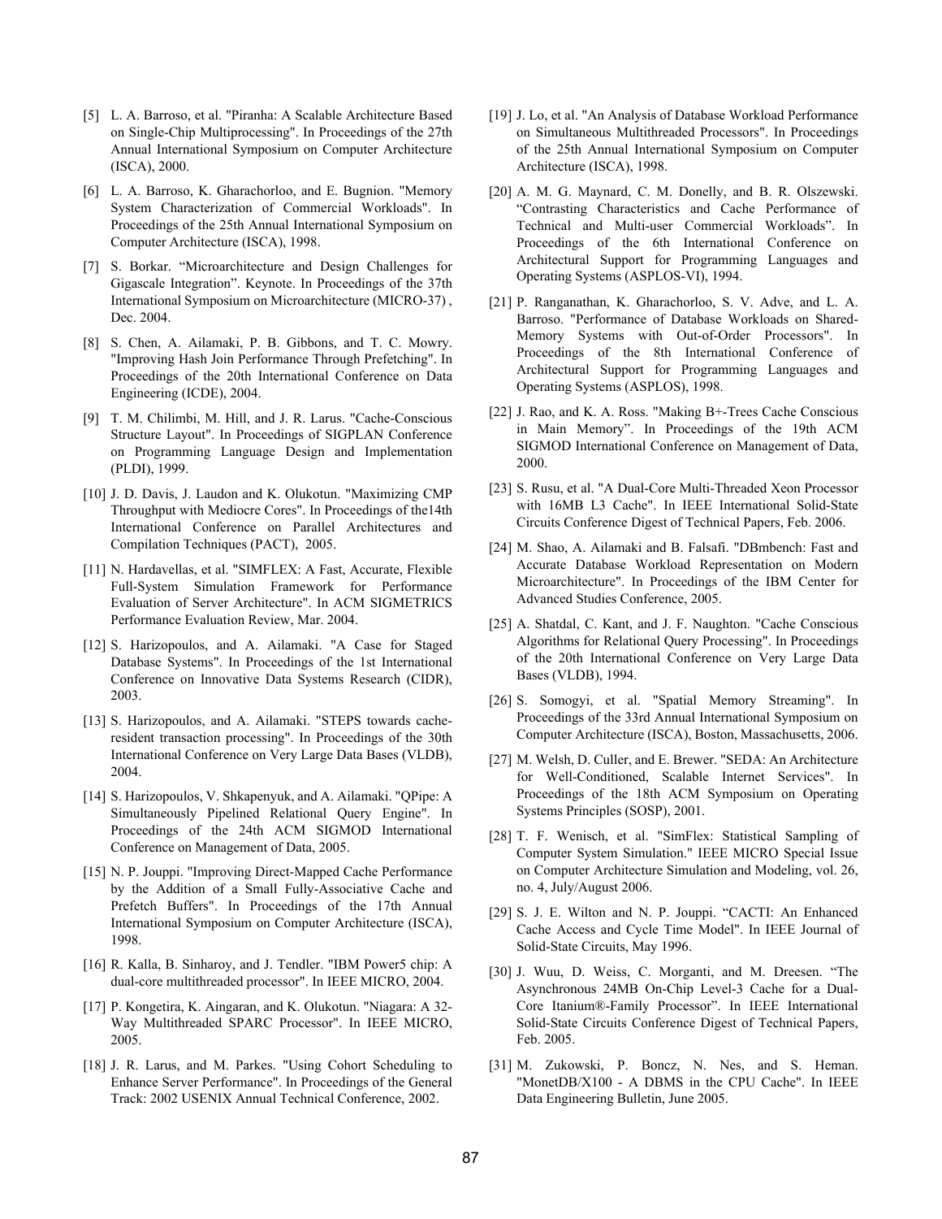[5] L. A. Barroso, et al. "Piranha: A Scalable Architecture Based on Single-Chip Multiprocessing". In Proceedings of the 27th Annual International Symposium on Computer Architecture (ISCA), 2000.

[6] L. A. Barroso, K. Gharachorloo, and E. Bugnion. "Memory System Characterization of Commercial Workloads". In Proceedings of the 25th Annual International Symposium on Computer Architecture (ISCA), 1998.

[7] S. Borkar. "Microarchitecture and Design Challenges for Gigascale Integration". Keynote. In Proceedings of the 37th International Symposium on Microarchitecture (MICRO-37) , Dec. 2004.

[8] S. Chen, A. Ailamaki, P. B. Gibbons, and T. C. Mowry. "Improving Hash Join Performance Through Prefetching". In Proceedings of the 20th International Conference on Data Engineering (ICDE), 2004.

[9] T. M. Chilimbi, M. Hill, and J. R. Larus. "Cache-Conscious Structure Layout". In Proceedings of SIGPLAN Conference on Programming Language Design and Implementation (PLDI), 1999.

[10] J. D. Davis, J. Laudon and K. Olukotun. "Maximizing CMP Throughput with Mediocre Cores". In Proceedings of the14th International Conference on Parallel Architectures and Compilation Techniques (PACT), 2005.

[11] N. Hardavellas, et al. "SIMFLEX: A Fast, Accurate, Flexible Full-System Simulation Framework for Performance Evaluation of Server Architecture". In ACM SIGMETRICS Performance Evaluation Review, Mar. 2004.

[12] S. Harizopoulos, and A. Ailamaki. "A Case for Staged Database Systems". In Proceedings of the 1st International Conference on Innovative Data Systems Research (CIDR), 2003.

[13] S. Harizopoulos, and A. Ailamaki. "STEPS towards cache-resident transaction processing". In Proceedings of the 30th International Conference on Very Large Data Bases (VLDB), 2004.

[14] S. Harizopoulos, V. Shkapenyuk, and A. Ailamaki. "QPipe: A Simultaneously Pipelined Relational Query Engine". In Proceedings of the 24th ACM SIGMOD International Conference on Management of Data, 2005.

[15] N. P. Jouppi. "Improving Direct-Mapped Cache Performance by the Addition of a Small Fully-Associative Cache and Prefetch Buffers". In Proceedings of the 17th Annual International Symposium on Computer Architecture (ISCA), 1998.

[16] R. Kalla, B. Sinharoy, and J. Tendler. "IBM Power5 chip: A dual-core multithreaded processor". In IEEE MICRO, 2004.

[17] P. Kongetira, K. Aingaran, and K. Olukotun. "Niagara: A 32-Way Multithreaded SPARC Processor". In IEEE MICRO, 2005.

[18] J. R. Larus, and M. Parkes. "Using Cohort Scheduling to Enhance Server Performance". In Proceedings of the General Track: 2002 USENIX Annual Technical Conference, 2002.

[19] J. Lo, et al. "An Analysis of Database Workload Performance on Simultaneous Multithreaded Processors". In Proceedings of the 25th Annual International Symposium on Computer Architecture (ISCA), 1998.

[20] A. M. G. Maynard, C. M. Donelly, and B. R. Olszewski. "Contrasting Characteristics and Cache Performance of Technical and Multi-user Commercial Workloads". In Proceedings of the 6th International Conference on Architectural Support for Programming Languages and Operating Systems (ASPLOS-VI), 1994.

[21] P. Ranganathan, K. Gharachorloo, S. V. Adve, and L. A. Barroso. "Performance of Database Workloads on Shared-Memory Systems with Out-of-Order Processors". In Proceedings of the 8th International Conference of Architectural Support for Programming Languages and Operating Systems (ASPLOS), 1998.

[22] J. Rao, and K. A. Ross. "Making B+-Trees Cache Conscious in Main Memory". In Proceedings of the 19th ACM SIGMOD International Conference on Management of Data, 2000.

[23] S. Rusu, et al. "A Dual-Core Multi-Threaded Xeon Processor with 16MB L3 Cache". In IEEE International Solid-State Circuits Conference Digest of Technical Papers, Feb. 2006.

[24] M. Shao, A. Ailamaki and B. Falsafi. "DBmbench: Fast and Accurate Database Workload Representation on Modern Microarchitecture". In Proceedings of the IBM Center for Advanced Studies Conference, 2005.

[25] A. Shatdal, C. Kant, and J. F. Naughton. "Cache Conscious Algorithms for Relational Query Processing". In Proceedings of the 20th International Conference on Very Large Data Bases (VLDB), 1994.

[26] S. Somogyi, et al. "Spatial Memory Streaming". In Proceedings of the 33rd Annual International Symposium on Computer Architecture (ISCA), Boston, Massachusetts, 2006.

[27] M. Welsh, D. Culler, and E. Brewer. "SEDA: An Architecture for Well-Conditioned, Scalable Internet Services". In Proceedings of the 18th ACM Symposium on Operating Systems Principles (SOSP), 2001.

[28] T. F. Wenisch, et al. "SimFlex: Statistical Sampling of Computer System Simulation." IEEE MICRO Special Issue on Computer Architecture Simulation and Modeling, vol. 26, no. 4, July/August 2006.

[29] S. J. E. Wilton and N. P. Jouppi. "CACTI: An Enhanced Cache Access and Cycle Time Model". In IEEE Journal of Solid-State Circuits, May 1996.

[30] J. Wuu, D. Weiss, C. Morganti, and M. Dreesen. "The Asynchronous 24MB On-Chip Level-3 Cache for a Dual-Core Itanium®-Family Processor". In IEEE International Solid-State Circuits Conference Digest of Technical Papers, Feb. 2005.

[31] M. Zukowski, P. Boncz, N. Nes, and S. Heman. "MonetDB/X100 - A DBMS in the CPU Cache". In IEEE Data Engineering Bulletin, June 2005.